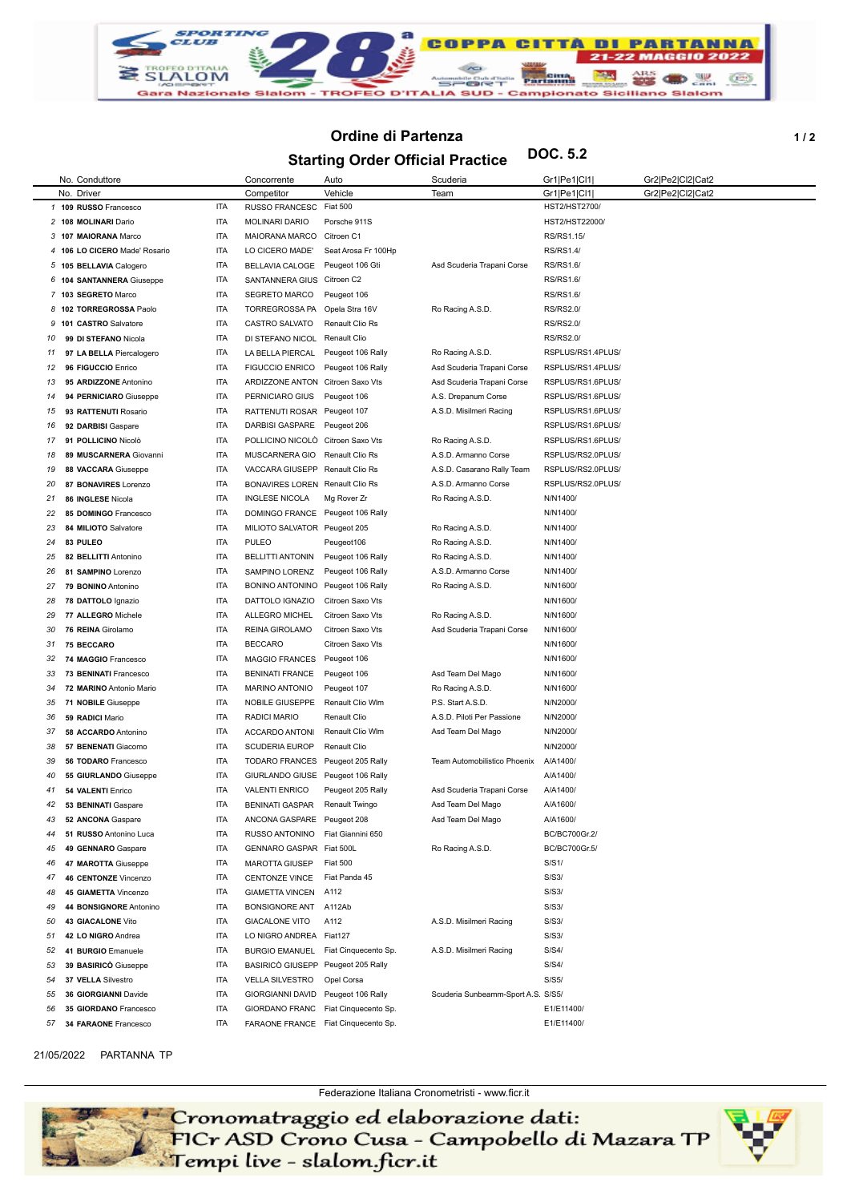# Ordine di Partenza

## Starting Order Official Practice

DOC. 5.2

| No. Conduttore / No. Driver | | | Concorrente / Competitor | Auto / Vehicle | Scuderia / Team | Gr1\|Pe1\|Cl1\| | Gr2\|Pe2\|Cl2\|Cat2 |
|---|---|---|---|---|---|---|---|
| 1 | 109 **RUSSO** Francesco | ITA | RUSSO FRANCESC | Fiat 500 | | HST2/HST2700/ | |
| 2 | 108 **MOLINARI** Dario | ITA | MOLINARI DARIO | Porsche 911S | | HST2/HST22000/ | |
| 3 | 107 **MAIORANA** Marco | ITA | MAIORANA MARCO | Citroen C1 | | RS/RS1.15/ | |
| 4 | 106 **LO CICERO** Made' Rosario | ITA | LO CICERO MADE' | Seat Arosa Fr 100Hp | | RS/RS1.4/ | |
| 5 | 105 **BELLAVIA** Calogero | ITA | BELLAVIA CALOGE | Peugeot 106 Gti | Asd Scuderia Trapani Corse | RS/RS1.6/ | |
| 6 | 104 **SANTANNERA** Giuseppe | ITA | SANTANNERA GIUS | Citroen C2 | | RS/RS1.6/ | |
| 7 | 103 **SEGRETO** Marco | ITA | SEGRETO MARCO | Peugeot 106 | | RS/RS1.6/ | |
| 8 | 102 **TORREGROSSA** Paolo | ITA | TORREGROSSA PA | Opela Stra 16V | Ro Racing A.S.D. | RS/RS2.0/ | |
| 9 | 101 **CASTRO** Salvatore | ITA | CASTRO SALVATO | Renault Clio Rs | | RS/RS2.0/ | |
| 10 | 99 **DI STEFANO** Nicola | ITA | DI STEFANO NICOL | Renault Clio | | RS/RS2.0/ | |
| 11 | 97 **LA BELLA** Piercalogero | ITA | LA BELLA PIERCAL | Peugeot 106 Rally | Ro Racing A.S.D. | RSPLUS/RS1.4PLUS/ | |
| 12 | 96 **FIGUCCIO** Enrico | ITA | FIGUCCIO ENRICO | Peugeot 106 Rally | Asd Scuderia Trapani Corse | RSPLUS/RS1.4PLUS/ | |
| 13 | 95 **ARDIZZONE** Antonino | ITA | ARDIZZONE ANTON | Citroen Saxo Vts | Asd Scuderia Trapani Corse | RSPLUS/RS1.6PLUS/ | |
| 14 | 94 **PERNICIARO** Giuseppe | ITA | PERNICIARO GIUS | Peugeot 106 | A.S. Drepanum Corse | RSPLUS/RS1.6PLUS/ | |
| 15 | 93 **RATTENUTI** Rosario | ITA | RATTENUTI ROSAR | Peugeot 107 | A.S.D. Misilmeri Racing | RSPLUS/RS1.6PLUS/ | |
| 16 | 92 **DARBISI** Gaspare | ITA | DARBISI GASPARE | Peugeot 206 | | RSPLUS/RS1.6PLUS/ | |
| 17 | 91 **POLLICINO** Nicolò | ITA | POLLICINO NICOLÒ | Citroen Saxo Vts | Ro Racing A.S.D. | RSPLUS/RS1.6PLUS/ | |
| 18 | 89 **MUSCARNERA** Giovanni | ITA | MUSCARNERA GIO | Renault Clio Rs | A.S.D. Armanno Corse | RSPLUS/RS2.0PLUS/ | |
| 19 | 88 **VACCARA** Giuseppe | ITA | VACCARA GIUSEPP | Renault Clio Rs | A.S.D. Casarano Rally Team | RSPLUS/RS2.0PLUS/ | |
| 20 | 87 **BONAVIRES** Lorenzo | ITA | BONAVIRES LOREN | Renault Clio Rs | A.S.D. Armanno Corse | RSPLUS/RS2.0PLUS/ | |
| 21 | 86 **INGLESE** Nicola | ITA | INGLESE NICOLA | Mg Rover Zr | Ro Racing A.S.D. | N/N1400/ | |
| 22 | 85 **DOMINGO** Francesco | ITA | DOMINGO FRANCE | Peugeot 106 Rally | | N/N1400/ | |
| 23 | 84 **MILIOTO** Salvatore | ITA | MILIOTO SALVATOR | Peugeot 205 | Ro Racing A.S.D. | N/N1400/ | |
| 24 | 83 **PULEO** | ITA | PULEO | Peugeot106 | Ro Racing A.S.D. | N/N1400/ | |
| 25 | 82 **BELLITTI** Antonino | ITA | BELLITTI ANTONIN | Peugeot 106 Rally | Ro Racing A.S.D. | N/N1400/ | |
| 26 | 81 **SAMPINO** Lorenzo | ITA | SAMPINO LORENZ | Peugeot 106 Rally | A.S.D. Armanno Corse | N/N1400/ | |
| 27 | 79 **BONINO** Antonino | ITA | BONINO ANTONINO | Peugeot 106 Rally | Ro Racing A.S.D. | N/N1600/ | |
| 28 | 78 **DATTOLO** Ignazio | ITA | DATTOLO IGNAZIO | Citroen Saxo Vts | | N/N1600/ | |
| 29 | 77 **ALLEGRO** Michele | ITA | ALLEGRO MICHEL | Citroen Saxo Vts | Ro Racing A.S.D. | N/N1600/ | |
| 30 | 76 **REINA** Girolamo | ITA | REINA GIROLAMO | Citroen Saxo Vts | Asd Scuderia Trapani Corse | N/N1600/ | |
| 31 | 75 **BECCARO** | ITA | BECCARO | Citroen Saxo Vts | | N/N1600/ | |
| 32 | 74 **MAGGIO** Francesco | ITA | MAGGIO FRANCES | Peugeot 106 | | N/N1600/ | |
| 33 | 73 **BENINATI** Francesco | ITA | BENINATI FRANCE | Peugeot 106 | Asd Team Del Mago | N/N1600/ | |
| 34 | 72 **MARINO** Antonio Mario | ITA | MARINO ANTONIO | Peugeot 107 | Ro Racing A.S.D. | N/N1600/ | |
| 35 | 71 **NOBILE** Giuseppe | ITA | NOBILE GIUSEPPE | Renault Clio Wlm | P.S. Start A.S.D. | N/N2000/ | |
| 36 | 59 **RADICI** Mario | ITA | RADICI MARIO | Renault Clio | A.S.D. Piloti Per Passione | N/N2000/ | |
| 37 | 58 **ACCARDO** Antonino | ITA | ACCARDO ANTONI | Renault Clio Wlm | Asd Team Del Mago | N/N2000/ | |
| 38 | 57 **BENENATI** Giacomo | ITA | SCUDERIA EUROP | Renault Clio | | N/N2000/ | |
| 39 | 56 **TODARO** Francesco | ITA | TODARO FRANCES | Peugeot 205 Rally | Team Automobilistico Phoenix | A/A1400/ | |
| 40 | 55 **GIURLANDO** Giuseppe | ITA | GIURLANDO GIUSE | Peugeot 106 Rally | | A/A1400/ | |
| 41 | 54 **VALENTI** Enrico | ITA | VALENTI ENRICO | Peugeot 205 Rally | Asd Scuderia Trapani Corse | A/A1400/ | |
| 42 | 53 **BENINATI** Gaspare | ITA | BENINATI GASPAR | Renault Twingo | Asd Team Del Mago | A/A1600/ | |
| 43 | 52 **ANCONA** Gaspare | ITA | ANCONA GASPARE | Peugeot 208 | Asd Team Del Mago | A/A1600/ | |
| 44 | 51 **RUSSO** Antonino Luca | ITA | RUSSO ANTONINO | Fiat Giannini 650 | | BC/BC700Gr.2/ | |
| 45 | 49 **GENNARO** Gaspare | ITA | GENNARO GASPAR | Fiat 500L | Ro Racing A.S.D. | BC/BC700Gr.5/ | |
| 46 | 47 **MAROTTA** Giuseppe | ITA | MAROTTA GIUSEP | Fiat 500 | | S/S1/ | |
| 47 | 46 **CENTONZE** Vincenzo | ITA | CENTONZE VINCE | Fiat Panda 45 | | S/S3/ | |
| 48 | 45 **GIAMETTA** Vincenzo | ITA | GIAMETTA VINCEN | A112 | | S/S3/ | |
| 49 | 44 **BONSIGNORE** Antonino | ITA | BONSIGNORE ANT | A112Ab | | S/S3/ | |
| 50 | 43 **GIACALONE** Vito | ITA | GIACALONE VITO | A112 | A.S.D. Misilmeri Racing | S/S3/ | |
| 51 | 42 **LO NIGRO** Andrea | ITA | LO NIGRO ANDREA | Fiat127 | | S/S3/ | |
| 52 | 41 **BURGIO** Emanuele | ITA | BURGIO EMANUEL | Fiat Cinquecento Sp. | A.S.D. Misilmeri Racing | S/S4/ | |
| 53 | 39 **BASIRICÒ** Giuseppe | ITA | BASIRICÒ GIUSEPP | Peugeot 205 Rally | | S/S4/ | |
| 54 | 37 **VELLA** Silvestro | ITA | VELLA SILVESTRO | Opel Corsa | | S/S5/ | |
| 55 | 36 **GIORGIANNI** Davide | ITA | GIORGIANNI DAVID | Peugeot 106 Rally | Scuderia Sunbeamm-Sport A.S. | S/S5/ | |
| 56 | 35 **GIORDANO** Francesco | ITA | GIORDANO FRANC | Fiat Cinquecento Sp. | | E1/E11400/ | |
| 57 | 34 **FARAONE** Francesco | ITA | FARAONE FRANCE | Fiat Cinquecento Sp. | | E1/E11400/ | |

21/05/2022 PARTANNA TP

Federazione Italiana Cronometristi - www.ficr.it

Cronomatraggio ed elaborazione dati:
FICr ASD Crono Cusa - Campobello di Mazara TP
Tempi live - slalom.ficr.it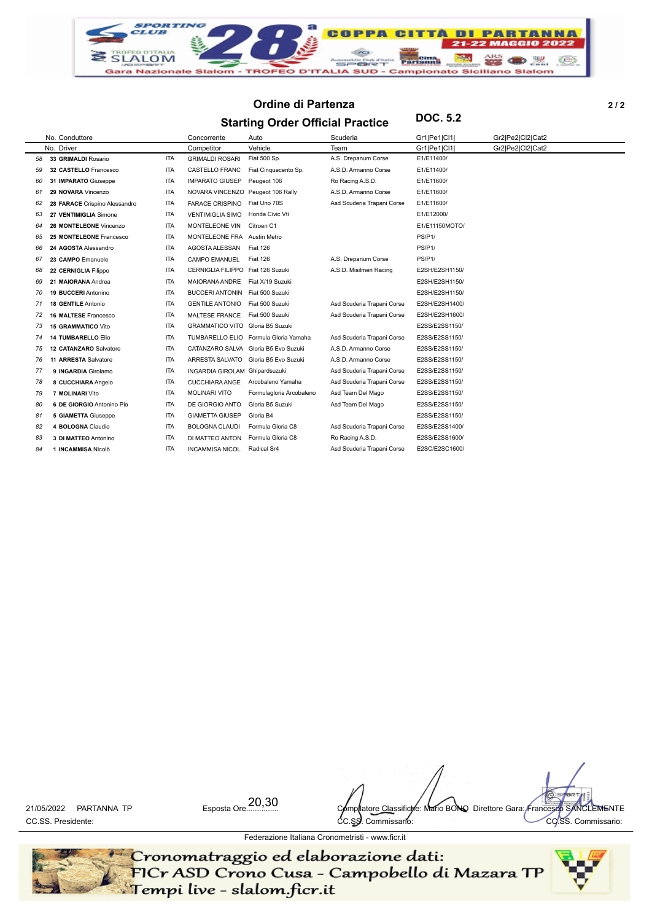SPORTING CLUB – 28ª COPPA CITTÀ DI PARTANNA – 21-22 MAGGIO 2022

TROFEO D'ITALIA SLALOM

Gara Nazionale Slalom - TROFEO D'ITALIA SUD - Campionato Siciliano Slalom

## Ordine di Partenza

## Starting Order Official Practice

**DOC. 5.2**

| | No. Conduttore / No. Driver | | Concorrente / Competitor | Auto / Vehicle | Scuderia / Team | Gr1\|Pe1\|Cl1\| | Gr2\|Pe2\|Cl2\|Cat2 |
|---|---|---|---|---|---|---|---|
| 58 | 33 **GRIMALDI** Rosario | ITA | GRIMALDI ROSARI | Fiat 500 Sp. | A.S. Drepanum Corse | E1/E11400/ | |
| 59 | 32 **CASTELLO** Francesco | ITA | CASTELLO FRANC | Fiat Cinquecento Sp. | A.S.D. Armanno Corse | E1/E11400/ | |
| 60 | 31 **IMPARATO** Giuseppe | ITA | IMPARATO GIUSEP | Peugeot 106 | Ro Racing A.S.D. | E1/E11600/ | |
| 61 | 29 **NOVARA** Vincenzo | ITA | NOVARA VINCENZO | Peugeot 106 Rally | A.S.D. Armanno Corse | E1/E11600/ | |
| 62 | 28 **FARACE** Crispino Alessandro | ITA | FARACE CRISPINO | Fiat Uno 70S | Asd Scuderia Trapani Corse | E1/E11600/ | |
| 63 | 27 **VENTIMIGLIA** Simone | ITA | VENTIMIGLIA SIMO | Honda Civic Vti | | E1/E12000/ | |
| 64 | 26 **MONTELEONE** Vincenzo | ITA | MONTELEONE VIN | Citroen C1 | | E1/E11150MOTO/ | |
| 65 | 25 **MONTELEONE** Francesco | ITA | MONTELEONE FRA | Austin Metro | | PS/P1/ | |
| 66 | 24 **AGOSTA** Alessandro | ITA | AGOSTA ALESSAN | Fiat 126 | | PS/P1/ | |
| 67 | 23 **CAMPO** Emanuele | ITA | CAMPO EMANUEL | Fiat 126 | A.S. Drepanum Corse | PS/P1/ | |
| 68 | 22 **CERNIGLIA** Filippo | ITA | CERNIGLIA FILIPPO | Fiat 126 Suzuki | A.S.D. Misilmeri Racing | E2SH/E2SH1150/ | |
| 69 | 21 **MAIORANA** Andrea | ITA | MAIORANA ANDRE | Fiat X/19 Suzuki | | E2SH/E2SH1150/ | |
| 70 | 19 **BUCCERI** Antonino | ITA | BUCCERI ANTONIN | Fiat 500 Suzuki | | E2SH/E2SH1150/ | |
| 71 | 18 **GENTILE** Antonio | ITA | GENTILE ANTONIO | Fiat 500 Suzuki | Asd Scuderia Trapani Corse | E2SH/E2SH1400/ | |
| 72 | 16 **MALTESE** Francesco | ITA | MALTESE FRANCE | Fiat 500 Suzuki | Asd Scuderia Trapani Corse | E2SH/E2SH1600/ | |
| 73 | 15 **GRAMMATICO** Vito | ITA | GRAMMATICO VITO | Gloria B5 Suzuki | | E2SS/E2SS1150/ | |
| 74 | 14 **TUMBARELLO** Elio | ITA | TUMBARELLO ELIO | Formula Gloria Yamaha | Asd Scuderia Trapani Corse | E2SS/E2SS1150/ | |
| 75 | 12 **CATANZARO** Salvatore | ITA | CATANZARO SALVA | Gloria B5 Evo Suzuki | A.S.D. Armanno Corse | E2SS/E2SS1150/ | |
| 76 | 11 **ARRESTA** Salvatore | ITA | ARRESTA SALVATO | Gloria B5 Evo Suzuki | A.S.D. Armanno Corse | E2SS/E2SS1150/ | |
| 77 | 9 **INGARDIA** Girolamo | ITA | INGARDIA GIROLAM | Ghipardsuzuki | Asd Scuderia Trapani Corse | E2SS/E2SS1150/ | |
| 78 | 8 **CUCCHIARA** Angelo | ITA | CUCCHIARA ANGE | Arcobaleno Yamaha | Asd Scuderia Trapani Corse | E2SS/E2SS1150/ | |
| 79 | 7 **MOLINARI** Vito | ITA | MOLINARI VITO | Formulagloria Arcobaleno | Asd Team Del Mago | E2SS/E2SS1150/ | |
| 80 | 6 **DE GIORGIO** Antonino Pio | ITA | DE GIORGIO ANTO | Gloria B5 Suzuki | Asd Team Del Mago | E2SS/E2SS1150/ | |
| 81 | 5 **GIAMETTA** Giuseppe | ITA | GIAMETTA GIUSEP | Gloria B4 | | E2SS/E2SS1150/ | |
| 82 | 4 **BOLOGNA** Claudio | ITA | BOLOGNA CLAUDI | Formula Gloria C8 | Asd Scuderia Trapani Corse | E2SS/E2SS1400/ | |
| 83 | 3 **DI MATTEO** Antonino | ITA | DI MATTEO ANTON | Formula Gloria C8 | Ro Racing A.S.D. | E2SS/E2SS1600/ | |
| 84 | 1 **INCAMMISA** Nicolò | ITA | INCAMMISA NICOL | Radical Sr4 | Asd Scuderia Trapani Corse | E2SC/E2SC1600/ | |

21/05/2022 PARTANNA TP — Esposta Ore 20,30 — Compilatore Classifiche: Mario BONO — Direttore Gara: Francesco SANCLEMENTE

CC.SS. Presidente: — CC.SS. Commissario: — CC.SS. Commissario:

Federazione Italiana Cronometristi - www.ficr.it

Cronomatraggio ed elaborazione dati: FICr ASD Crono Cusa - Campobello di Mazara TP
Tempi live - slalom.ficr.it